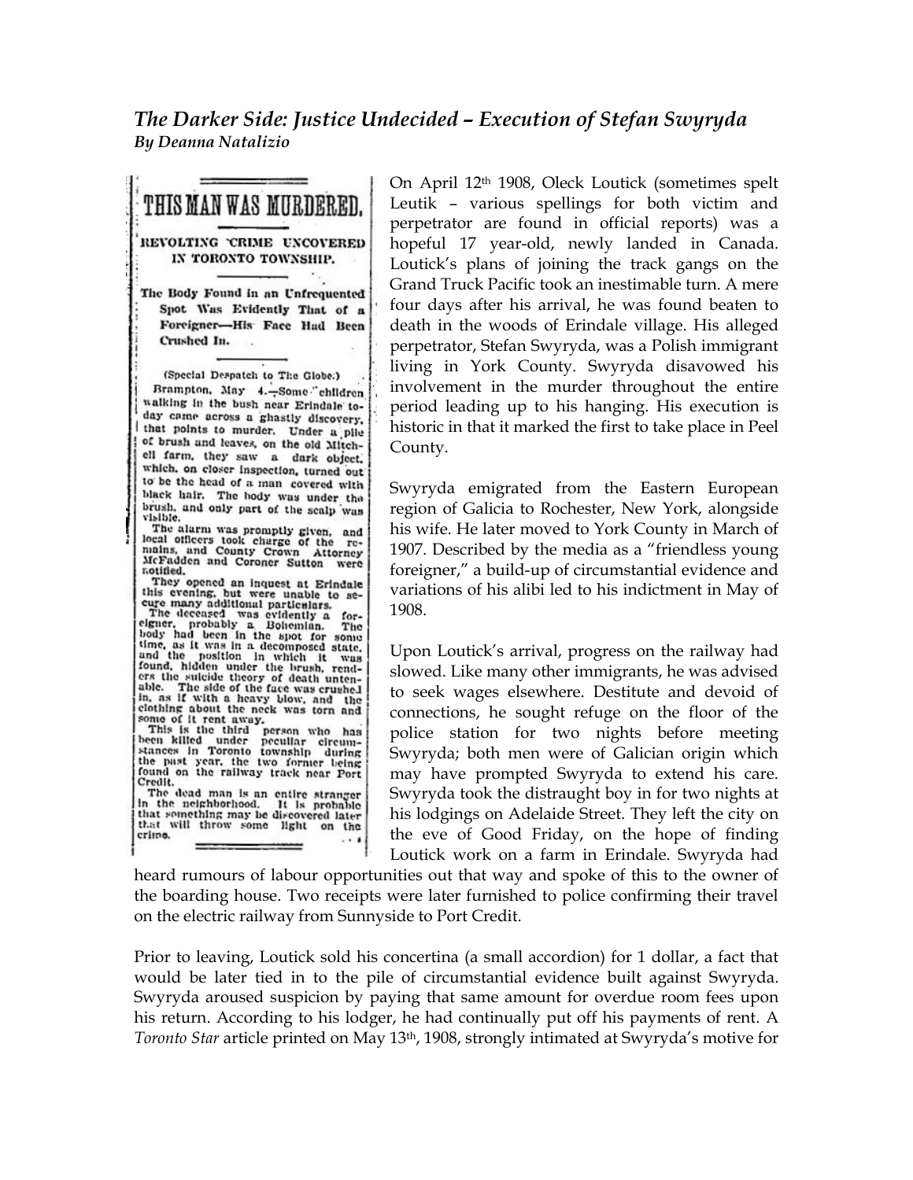## *The Darker Side: Justice Undecided – Execution of Stefan Swyryda*

***By Deanna Natalizio***

### THIS MAN WAS MURDERED.

**REVOLTING CRIME UNCOVERED IN TORONTO TOWNSHIP.**

**The Body Found in an Unfrequented Spot Was Evidently That of a Foreigner—His Face Had Been Crushed In.**

(Special Despatch to The Globe.)

Brampton, May 4.—Some children walking in the bush near Erindale today came across a ghastly discovery, that points to murder. Under a pile of brush and leaves, on the old Mitchell farm, they saw a dark object, which, on closer inspection, turned out to be the head of a man covered with black hair. The body was under the brush, and only part of the scalp was visible.

The alarm was promptly given, and local officers took charge of the remains, and County Crown Attorney McFadden and Coroner Sutton were notified.

They opened an inquest at Erindale this evening, but were unable to secure many additional particulars.

The deceased was evidently a foreigner, probably a Bohemian. The body had been in the spot for some time, as it was in a decomposed state, and the position in which it was found, hidden under the brush, renders the suicide theory of death untenable. The side of the face was crushed in, as if with a heavy blow, and the clothing about the neck was torn and some of it rent away.

This is the third person who has been killed under peculiar circumstances in Toronto township during the past year, the two former being found on the railway track near Port Credit.

The dead man is an entire stranger in the neighborhood. It is probable that something may be discovered later that will throw some light on the crime.

---

On April 12th 1908, Oleck Loutick (sometimes spelt Leutik – various spellings for both victim and perpetrator are found in official reports) was a hopeful 17 year-old, newly landed in Canada. Loutick's plans of joining the track gangs on the Grand Truck Pacific took an inestimable turn. A mere four days after his arrival, he was found beaten to death in the woods of Erindale village. His alleged perpetrator, Stefan Swyryda, was a Polish immigrant living in York County. Swyryda disavowed his involvement in the murder throughout the entire period leading up to his hanging. His execution is historic in that it marked the first to take place in Peel County.

Swyryda emigrated from the Eastern European region of Galicia to Rochester, New York, alongside his wife. He later moved to York County in March of 1907. Described by the media as a "friendless young foreigner," a build-up of circumstantial evidence and variations of his alibi led to his indictment in May of 1908.

Upon Loutick's arrival, progress on the railway had slowed. Like many other immigrants, he was advised to seek wages elsewhere. Destitute and devoid of connections, he sought refuge on the floor of the police station for two nights before meeting Swyryda; both men were of Galician origin which may have prompted Swyryda to extend his care. Swyryda took the distraught boy in for two nights at his lodgings on Adelaide Street. They left the city on the eve of Good Friday, on the hope of finding Loutick work on a farm in Erindale. Swyryda had heard rumours of labour opportunities out that way and spoke of this to the owner of the boarding house. Two receipts were later furnished to police confirming their travel on the electric railway from Sunnyside to Port Credit.

Prior to leaving, Loutick sold his concertina (a small accordion) for 1 dollar, a fact that would be later tied in to the pile of circumstantial evidence built against Swyryda. Swyryda aroused suspicion by paying that same amount for overdue room fees upon his return. According to his lodger, he had continually put off his payments of rent. A *Toronto Star* article printed on May 13th, 1908, strongly intimated at Swyryda's motive for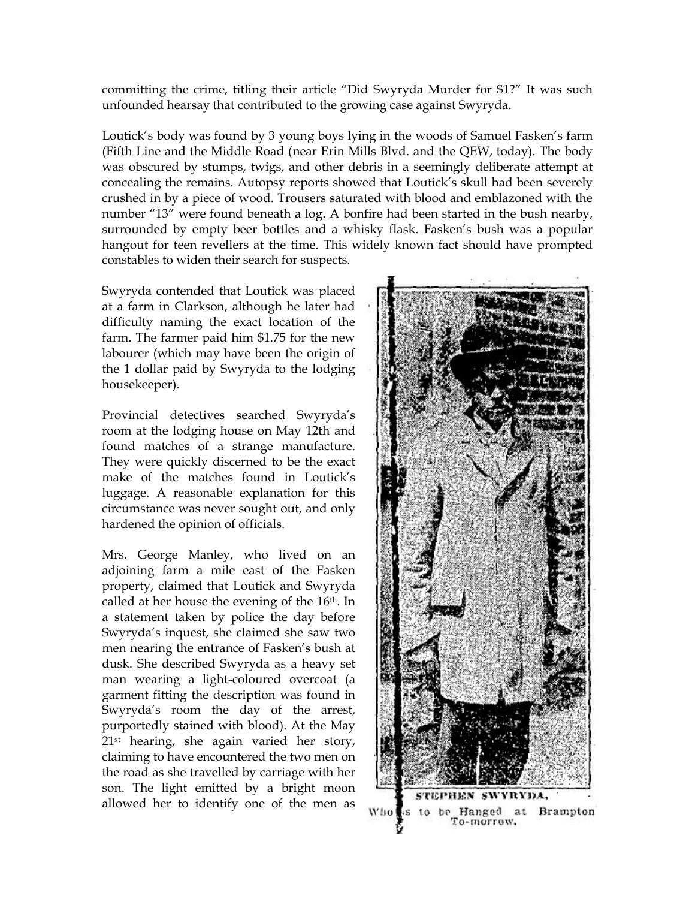committing the crime, titling their article "Did Swyryda Murder for $1?" It was such unfounded hearsay that contributed to the growing case against Swyryda.

Loutick's body was found by 3 young boys lying in the woods of Samuel Fasken's farm (Fifth Line and the Middle Road (near Erin Mills Blvd. and the QEW, today). The body was obscured by stumps, twigs, and other debris in a seemingly deliberate attempt at concealing the remains. Autopsy reports showed that Loutick's skull had been severely crushed in by a piece of wood. Trousers saturated with blood and emblazoned with the number "13" were found beneath a log. A bonfire had been started in the bush nearby, surrounded by empty beer bottles and a whisky flask. Fasken's bush was a popular hangout for teen revellers at the time. This widely known fact should have prompted constables to widen their search for suspects.

Swyryda contended that Loutick was placed at a farm in Clarkson, although he later had difficulty naming the exact location of the farm. The farmer paid him $1.75 for the new labourer (which may have been the origin of the 1 dollar paid by Swyryda to the lodging housekeeper).

Provincial detectives searched Swyryda's room at the lodging house on May 12th and found matches of a strange manufacture. They were quickly discerned to be the exact make of the matches found in Loutick's luggage. A reasonable explanation for this circumstance was never sought out, and only hardened the opinion of officials.

Mrs. George Manley, who lived on an adjoining farm a mile east of the Fasken property, claimed that Loutick and Swyryda called at her house the evening of the 16th. In a statement taken by police the day before Swyryda's inquest, she claimed she saw two men nearing the entrance of Fasken's bush at dusk. She described Swyryda as a heavy set man wearing a light-coloured overcoat (a garment fitting the description was found in Swyryda's room the day of the arrest, purportedly stained with blood). At the May 21st hearing, she again varied her story, claiming to have encountered the two men on the road as she travelled by carriage with her son. The light emitted by a bright moon allowed her to identify one of the men as

STEPHEN SWYRYDA,
Who is to be Hanged at Brampton To-morrow.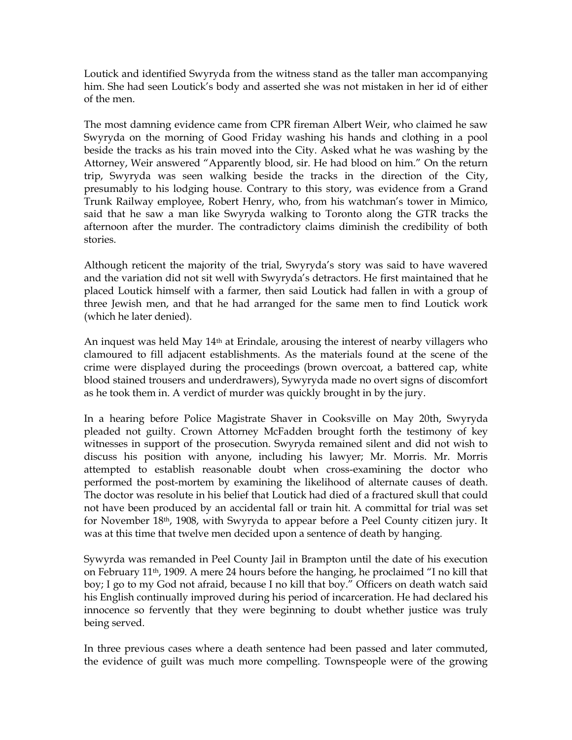Loutick and identified Swyryda from the witness stand as the taller man accompanying him. She had seen Loutick's body and asserted she was not mistaken in her id of either of the men.

The most damning evidence came from CPR fireman Albert Weir, who claimed he saw Swyryda on the morning of Good Friday washing his hands and clothing in a pool beside the tracks as his train moved into the City. Asked what he was washing by the Attorney, Weir answered "Apparently blood, sir. He had blood on him." On the return trip, Swyryda was seen walking beside the tracks in the direction of the City, presumably to his lodging house. Contrary to this story, was evidence from a Grand Trunk Railway employee, Robert Henry, who, from his watchman's tower in Mimico, said that he saw a man like Swyryda walking to Toronto along the GTR tracks the afternoon after the murder. The contradictory claims diminish the credibility of both stories.

Although reticent the majority of the trial, Swyryda's story was said to have wavered and the variation did not sit well with Swyryda's detractors. He first maintained that he placed Loutick himself with a farmer, then said Loutick had fallen in with a group of three Jewish men, and that he had arranged for the same men to find Loutick work (which he later denied).

An inquest was held May 14th at Erindale, arousing the interest of nearby villagers who clamoured to fill adjacent establishments. As the materials found at the scene of the crime were displayed during the proceedings (brown overcoat, a battered cap, white blood stained trousers and underdrawers), Sywyrdya made no overt signs of discomfort as he took them in. A verdict of murder was quickly brought in by the jury.

In a hearing before Police Magistrate Shaver in Cooksville on May 20th, Swyryda pleaded not guilty. Crown Attorney McFadden brought forth the testimony of key witnesses in support of the prosecution. Swyryda remained silent and did not wish to discuss his position with anyone, including his lawyer; Mr. Morris. Mr. Morris attempted to establish reasonable doubt when cross-examining the doctor who performed the post-mortem by examining the likelihood of alternate causes of death. The doctor was resolute in his belief that Loutick had died of a fractured skull that could not have been produced by an accidental fall or train hit. A committal for trial was set for November 18th, 1908, with Swyryda to appear before a Peel County citizen jury. It was at this time that twelve men decided upon a sentence of death by hanging.

Sywyrda was remanded in Peel County Jail in Brampton until the date of his execution on February 11th, 1909. A mere 24 hours before the hanging, he proclaimed "I no kill that boy; I go to my God not afraid, because I no kill that boy." Officers on death watch said his English continually improved during his period of incarceration. He had declared his innocence so fervently that they were beginning to doubt whether justice was truly being served.

In three previous cases where a death sentence had been passed and later commuted, the evidence of guilt was much more compelling. Townspeople were of the growing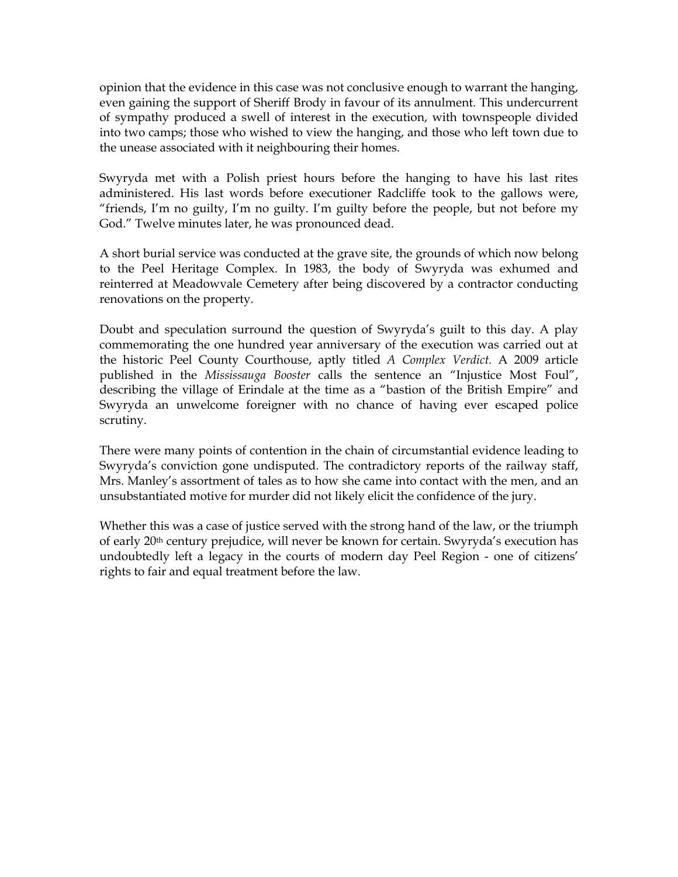opinion that the evidence in this case was not conclusive enough to warrant the hanging, even gaining the support of Sheriff Brody in favour of its annulment. This undercurrent of sympathy produced a swell of interest in the execution, with townspeople divided into two camps; those who wished to view the hanging, and those who left town due to the unease associated with it neighbouring their homes.

Swyryda met with a Polish priest hours before the hanging to have his last rites administered. His last words before executioner Radcliffe took to the gallows were, "friends, I'm no guilty, I'm no guilty. I'm guilty before the people, but not before my God." Twelve minutes later, he was pronounced dead.

A short burial service was conducted at the grave site, the grounds of which now belong to the Peel Heritage Complex. In 1983, the body of Swyryda was exhumed and reinterred at Meadowvale Cemetery after being discovered by a contractor conducting renovations on the property.

Doubt and speculation surround the question of Swyryda's guilt to this day. A play commemorating the one hundred year anniversary of the execution was carried out at the historic Peel County Courthouse, aptly titled *A Complex Verdict.* A 2009 article published in the *Mississauga Booster* calls the sentence an "Injustice Most Foul", describing the village of Erindale at the time as a "bastion of the British Empire" and Swyryda an unwelcome foreigner with no chance of having ever escaped police scrutiny.

There were many points of contention in the chain of circumstantial evidence leading to Swyryda's conviction gone undisputed. The contradictory reports of the railway staff, Mrs. Manley's assortment of tales as to how she came into contact with the men, and an unsubstantiated motive for murder did not likely elicit the confidence of the jury.

Whether this was a case of justice served with the strong hand of the law, or the triumph of early 20th century prejudice, will never be known for certain. Swyryda's execution has undoubtedly left a legacy in the courts of modern day Peel Region - one of citizens' rights to fair and equal treatment before the law.